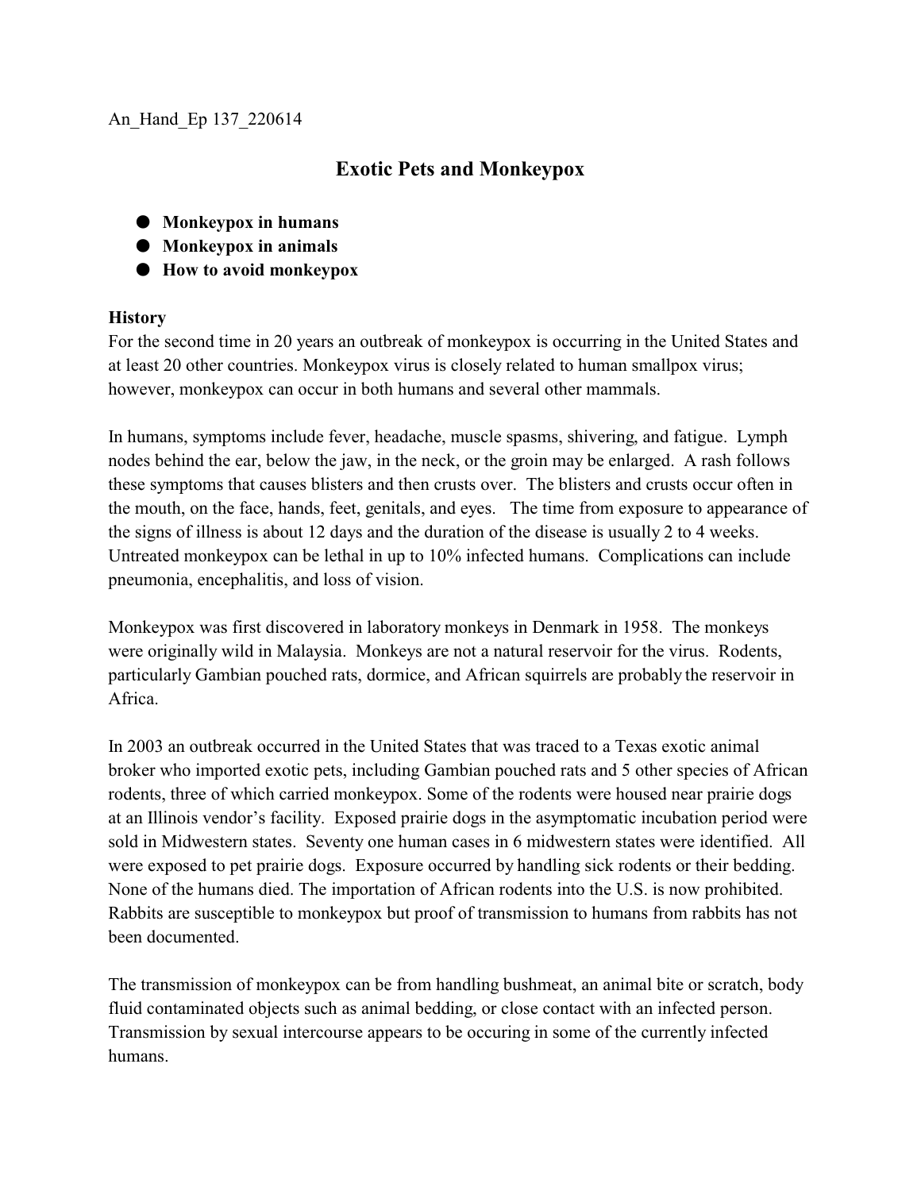An_Hand_Ep 137_220614

# Exotic Pets and Monkeypox

- **Monkeypox in humans**
- **Monkeypox in animals**
- **How to avoid monkeypox**

**History**

For the second time in 20 years an outbreak of monkeypox is occurring in the United States and at least 20 other countries. Monkeypox virus is closely related to human smallpox virus; however, monkeypox can occur in both humans and several other mammals.

In humans, symptoms include fever, headache, muscle spasms, shivering, and fatigue. Lymph nodes behind the ear, below the jaw, in the neck, or the groin may be enlarged. A rash follows these symptoms that causes blisters and then crusts over. The blisters and crusts occur often in the mouth, on the face, hands, feet, genitals, and eyes. The time from exposure to appearance of the signs of illness is about 12 days and the duration of the disease is usually 2 to 4 weeks. Untreated monkeypox can be lethal in up to 10% infected humans. Complications can include pneumonia, encephalitis, and loss of vision.

Monkeypox was first discovered in laboratory monkeys in Denmark in 1958. The monkeys were originally wild in Malaysia. Monkeys are not a natural reservoir for the virus. Rodents, particularly Gambian pouched rats, dormice, and African squirrels are probably the reservoir in Africa.

In 2003 an outbreak occurred in the United States that was traced to a Texas exotic animal broker who imported exotic pets, including Gambian pouched rats and 5 other species of African rodents, three of which carried monkeypox. Some of the rodents were housed near prairie dogs at an Illinois vendor's facility. Exposed prairie dogs in the asymptomatic incubation period were sold in Midwestern states. Seventy one human cases in 6 midwestern states were identified. All were exposed to pet prairie dogs. Exposure occurred by handling sick rodents or their bedding. None of the humans died. The importation of African rodents into the U.S. is now prohibited. Rabbits are susceptible to monkeypox but proof of transmission to humans from rabbits has not been documented.

The transmission of monkeypox can be from handling bushmeat, an animal bite or scratch, body fluid contaminated objects such as animal bedding, or close contact with an infected person. Transmission by sexual intercourse appears to be occuring in some of the currently infected humans.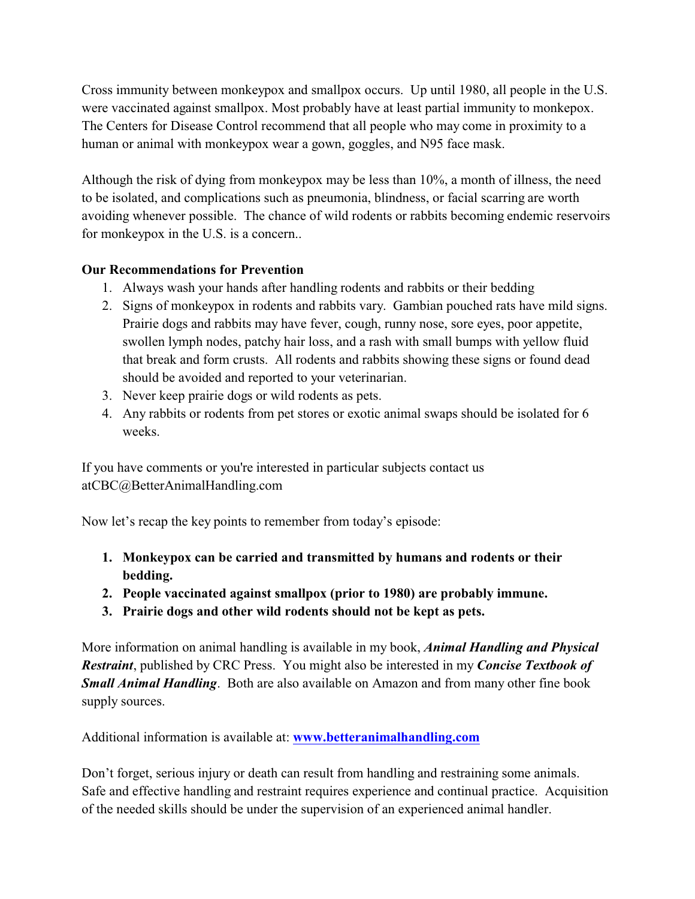Cross immunity between monkeypox and smallpox occurs. Up until 1980, all people in the U.S. were vaccinated against smallpox. Most probably have at least partial immunity to monkepox. The Centers for Disease Control recommend that all people who may come in proximity to a human or animal with monkeypox wear a gown, goggles, and N95 face mask.

Although the risk of dying from monkeypox may be less than 10%, a month of illness, the need to be isolated, and complications such as pneumonia, blindness, or facial scarring are worth avoiding whenever possible. The chance of wild rodents or rabbits becoming endemic reservoirs for monkeypox in the U.S. is a concern..

**Our Recommendations for Prevention**

1. Always wash your hands after handling rodents and rabbits or their bedding
2. Signs of monkeypox in rodents and rabbits vary. Gambian pouched rats have mild signs. Prairie dogs and rabbits may have fever, cough, runny nose, sore eyes, poor appetite, swollen lymph nodes, patchy hair loss, and a rash with small bumps with yellow fluid that break and form crusts. All rodents and rabbits showing these signs or found dead should be avoided and reported to your veterinarian.
3. Never keep prairie dogs or wild rodents as pets.
4. Any rabbits or rodents from pet stores or exotic animal swaps should be isolated for 6 weeks.

If you have comments or you're interested in particular subjects contact us atCBC@BetterAnimalHandling.com

Now let's recap the key points to remember from today's episode:

1. **Monkeypox can be carried and transmitted by humans and rodents or their bedding.**
2. **People vaccinated against smallpox (prior to 1980) are probably immune.**
3. **Prairie dogs and other wild rodents should not be kept as pets.**

More information on animal handling is available in my book, ***Animal Handling and Physical Restraint***, published by CRC Press. You might also be interested in my ***Concise Textbook of Small Animal Handling***. Both are also available on Amazon and from many other fine book supply sources.

Additional information is available at: **www.betteranimalhandling.com**

Don't forget, serious injury or death can result from handling and restraining some animals. Safe and effective handling and restraint requires experience and continual practice. Acquisition of the needed skills should be under the supervision of an experienced animal handler.